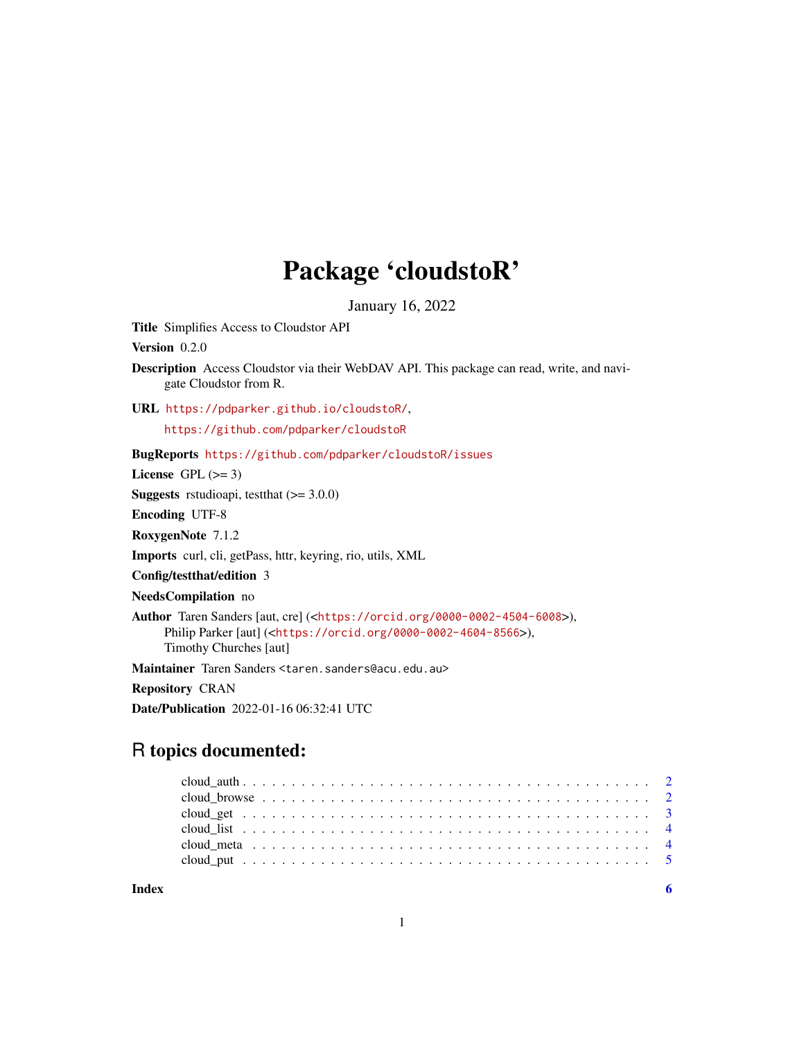# Package 'cloudstoR'

January 16, 2022

**Title** Simplifies Access to Cloudstor API

**Version** 0.2.0

**Description** Access Cloudstor via their WebDAV API. This package can read, write, and navigate Cloudstor from R.

**URL** https://pdparker.github.io/cloudstoR/, https://github.com/pdparker/cloudstoR

**BugReports** https://github.com/pdparker/cloudstoR/issues

**License** GPL (>= 3)

**Suggests** rstudioapi, testthat (>= 3.0.0)

**Encoding** UTF-8

**RoxygenNote** 7.1.2

**Imports** curl, cli, getPass, httr, keyring, rio, utils, XML

**Config/testthat/edition** 3

**NeedsCompilation** no

**Author** Taren Sanders [aut, cre] (<https://orcid.org/0000-0002-4504-6008>), Philip Parker [aut] (<https://orcid.org/0000-0002-4604-8566>), Timothy Churches [aut]

**Maintainer** Taren Sanders <taren.sanders@acu.edu.au>

**Repository** CRAN

**Date/Publication** 2022-01-16 06:32:41 UTC

## R topics documented:

- cloud_auth . . . . . . . . . . . . . . . . . . . . . . . . . . . . . . . . . . . . . . . . 2
- cloud_browse . . . . . . . . . . . . . . . . . . . . . . . . . . . . . . . . . . . . . . 2
- cloud_get . . . . . . . . . . . . . . . . . . . . . . . . . . . . . . . . . . . . . . . . 3
- cloud_list . . . . . . . . . . . . . . . . . . . . . . . . . . . . . . . . . . . . . . . . 4
- cloud_meta . . . . . . . . . . . . . . . . . . . . . . . . . . . . . . . . . . . . . . . 4
- cloud_put . . . . . . . . . . . . . . . . . . . . . . . . . . . . . . . . . . . . . . . . 5

**Index** **6**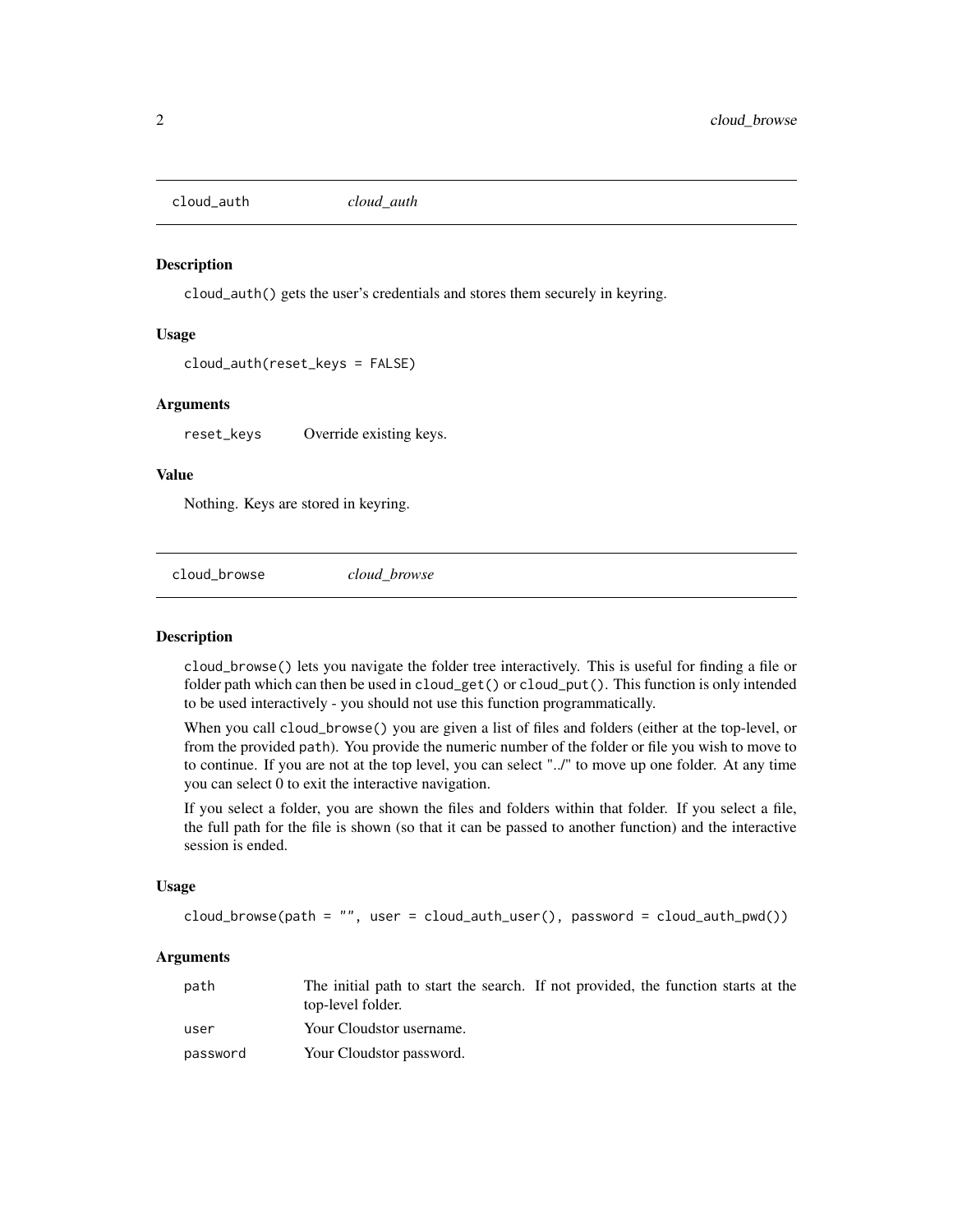## cloud_auth *cloud_auth*

### Description

`cloud_auth()` gets the user's credentials and stores them securely in keyring.

### Usage

```
cloud_auth(reset_keys = FALSE)
```

### Arguments

| | |
|---|---|
| reset_keys | Override existing keys. |

### Value

Nothing. Keys are stored in keyring.

## cloud_browse *cloud_browse*

### Description

`cloud_browse()` lets you navigate the folder tree interactively. This is useful for finding a file or folder path which can then be used in `cloud_get()` or `cloud_put()`. This function is only intended to be used interactively - you should not use this function programmatically.

When you call `cloud_browse()` you are given a list of files and folders (either at the top-level, or from the provided `path`). You provide the numeric number of the folder or file you wish to move to to continue. If you are not at the top level, you can select "../" to move up one folder. At any time you can select 0 to exit the interactive navigation.

If you select a folder, you are shown the files and folders within that folder. If you select a file, the full path for the file is shown (so that it can be passed to another function) and the interactive session is ended.

### Usage

```
cloud_browse(path = "", user = cloud_auth_user(), password = cloud_auth_pwd())
```

### Arguments

| | |
|---|---|
| path | The initial path to start the search. If not provided, the function starts at the top-level folder. |
| user | Your Cloudstor username. |
| password | Your Cloudstor password. |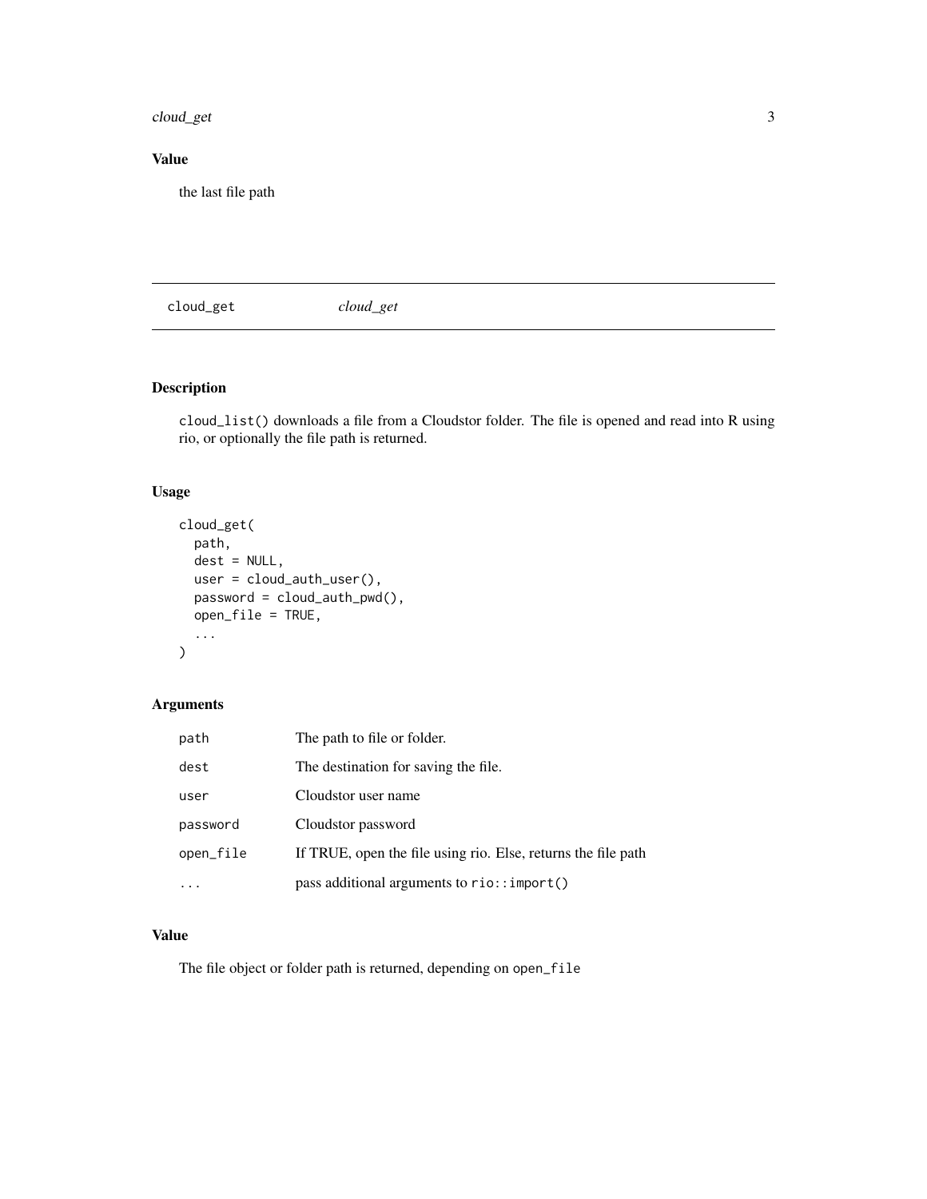## Value

the last file path

---

# cloud_get *cloud_get*

---

## Description

`cloud_list()` downloads a file from a Cloudstor folder. The file is opened and read into R using rio, or optionally the file path is returned.

## Usage

```
cloud_get(
  path,
  dest = NULL,
  user = cloud_auth_user(),
  password = cloud_auth_pwd(),
  open_file = TRUE,
  ...
)
```

## Arguments

| | |
|---|---|
| `path` | The path to file or folder. |
| `dest` | The destination for saving the file. |
| `user` | Cloudstor user name |
| `password` | Cloudstor password |
| `open_file` | If TRUE, open the file using rio. Else, returns the file path |
| `...` | pass additional arguments to `rio::import()` |

## Value

The file object or folder path is returned, depending on `open_file`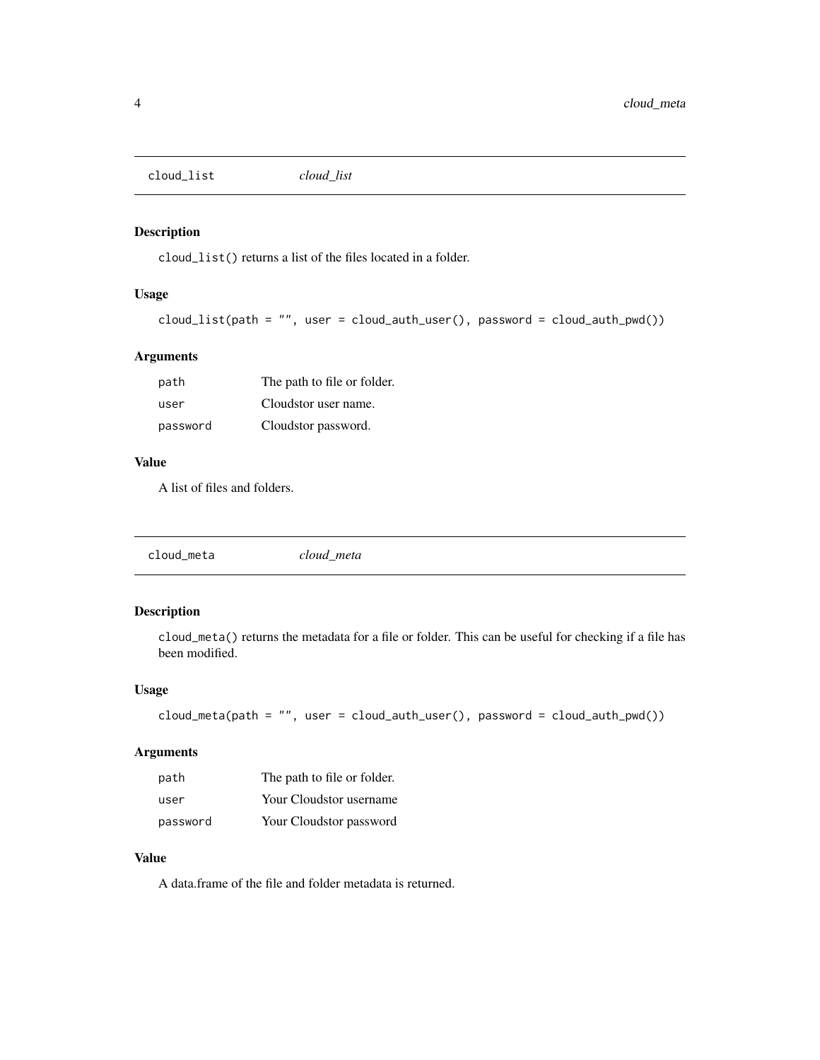## cloud_list *cloud_list*

### Description

cloud_list() returns a list of the files located in a folder.

### Usage

```
cloud_list(path = "", user = cloud_auth_user(), password = cloud_auth_pwd())
```

### Arguments

| | |
|---|---|
| path | The path to file or folder. |
| user | Cloudstor user name. |
| password | Cloudstor password. |

### Value

A list of files and folders.

## cloud_meta *cloud_meta*

### Description

cloud_meta() returns the metadata for a file or folder. This can be useful for checking if a file has been modified.

### Usage

```
cloud_meta(path = "", user = cloud_auth_user(), password = cloud_auth_pwd())
```

### Arguments

| | |
|---|---|
| path | The path to file or folder. |
| user | Your Cloudstor username |
| password | Your Cloudstor password |

### Value

A data.frame of the file and folder metadata is returned.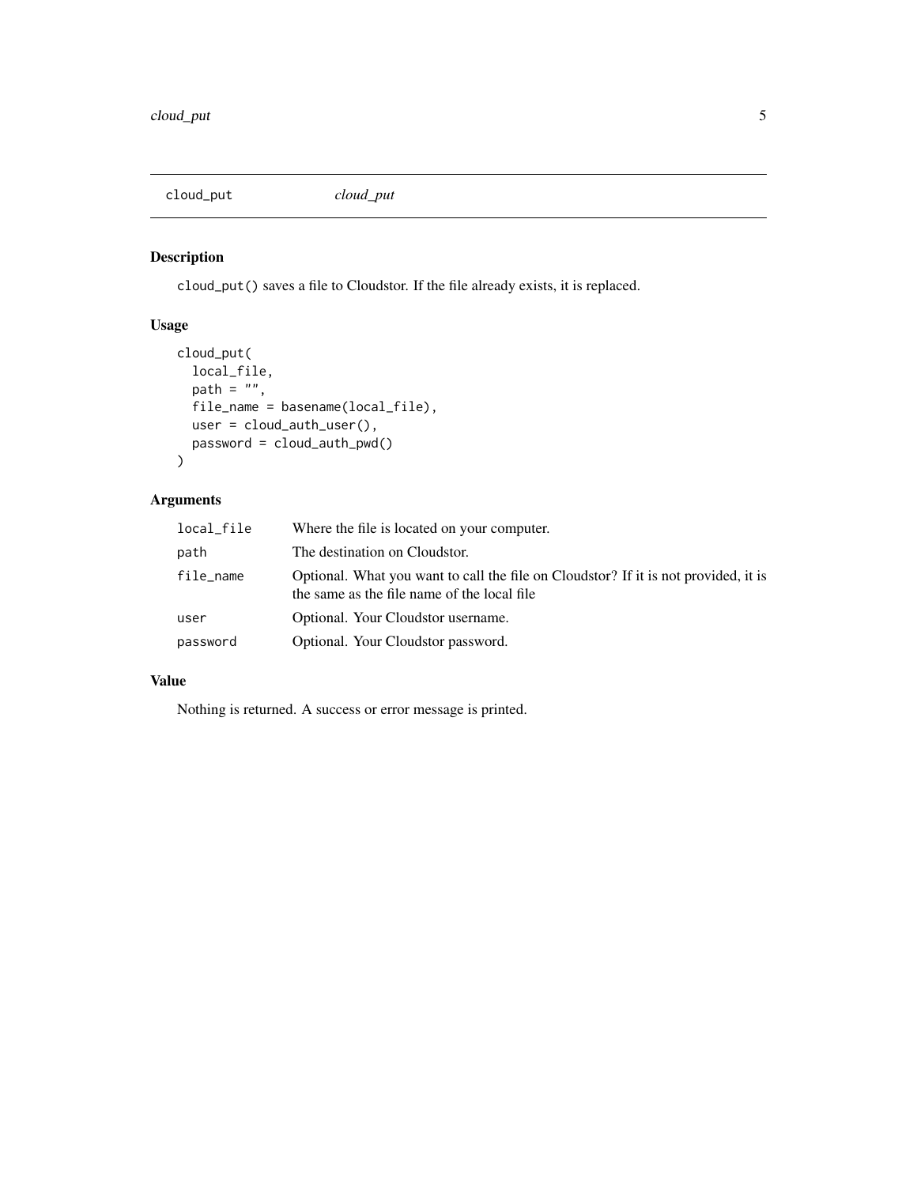## cloud_put

*cloud_put*

### Description

`cloud_put()` saves a file to Cloudstor. If the file already exists, it is replaced.

### Usage

```
cloud_put(
  local_file,
  path = "",
  file_name = basename(local_file),
  user = cloud_auth_user(),
  password = cloud_auth_pwd()
)
```

### Arguments

| Argument | Description |
| --- | --- |
| `local_file` | Where the file is located on your computer. |
| `path` | The destination on Cloudstor. |
| `file_name` | Optional. What you want to call the file on Cloudstor? If it is not provided, it is the same as the file name of the local file |
| `user` | Optional. Your Cloudstor username. |
| `password` | Optional. Your Cloudstor password. |

### Value

Nothing is returned. A success or error message is printed.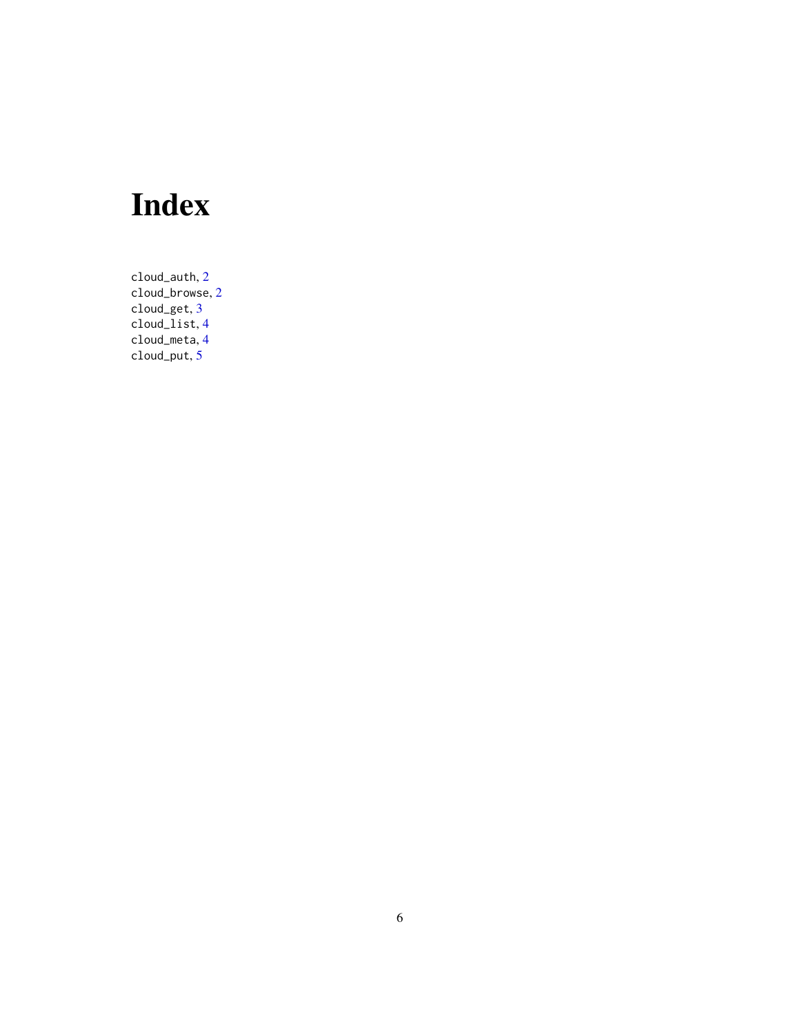# Index

cloud_auth, 2
cloud_browse, 2
cloud_get, 3
cloud_list, 4
cloud_meta, 4
cloud_put, 5